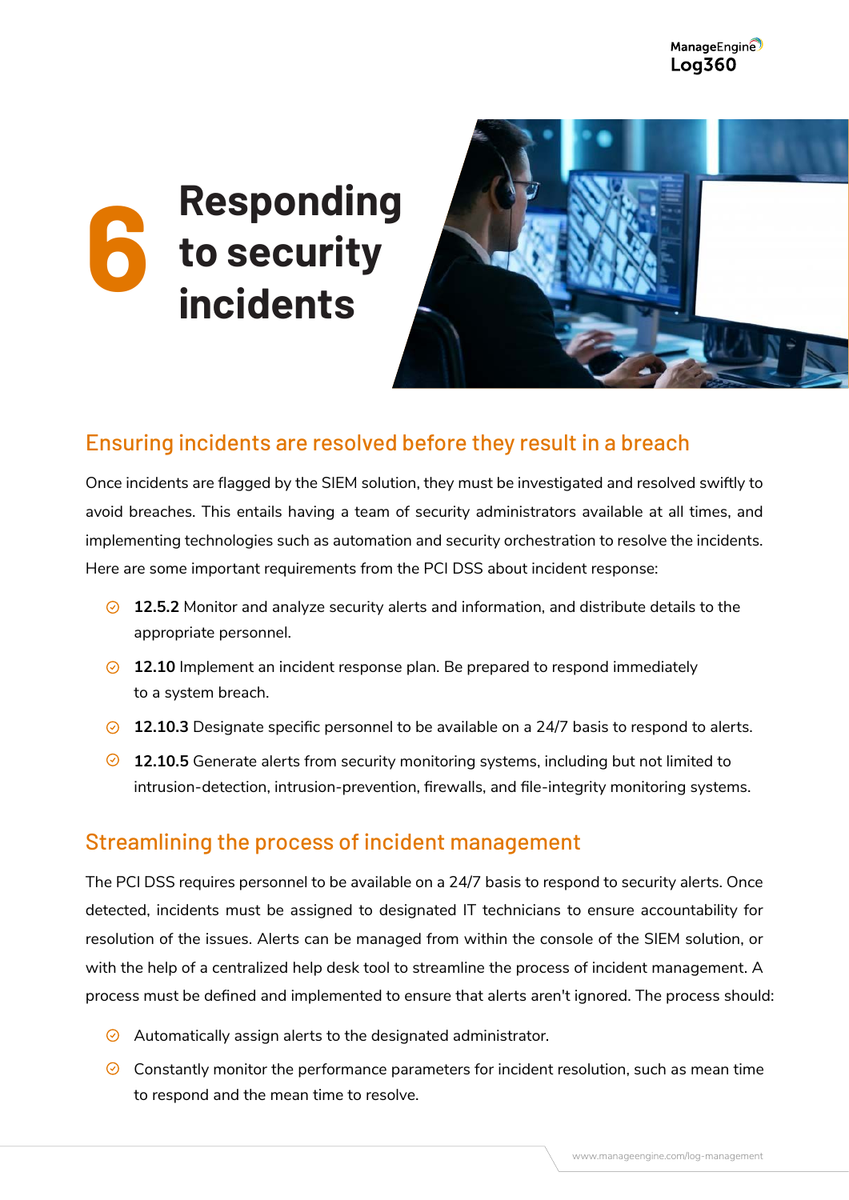# 6 Responding to security incidents

## Ensuring incidents are resolved before they result in a breach

Once incidents are flagged by the SIEM solution, they must be investigated and resolved swiftly to avoid breaches. This entails having a team of security administrators available at all times, and implementing technologies such as automation and security orchestration to resolve the incidents. Here are some important requirements from the PCI DSS about incident response:

- **12.5.2** Monitor and analyze security alerts and information, and distribute details to the appropriate personnel.
- **12.10** Implement an incident response plan. Be prepared to respond immediately to a system breach.
- **12.10.3** Designate specific personnel to be available on a 24/7 basis to respond to alerts.
- **12.10.5** Generate alerts from security monitoring systems, including but not limited to intrusion-detection, intrusion-prevention, firewalls, and file-integrity monitoring systems.

## Streamlining the process of incident management

The PCI DSS requires personnel to be available on a 24/7 basis to respond to security alerts. Once detected, incidents must be assigned to designated IT technicians to ensure accountability for resolution of the issues. Alerts can be managed from within the console of the SIEM solution, or with the help of a centralized help desk tool to streamline the process of incident management. A process must be defined and implemented to ensure that alerts aren't ignored. The process should:

- Automatically assign alerts to the designated administrator.
- Constantly monitor the performance parameters for incident resolution, such as mean time to respond and the mean time to resolve.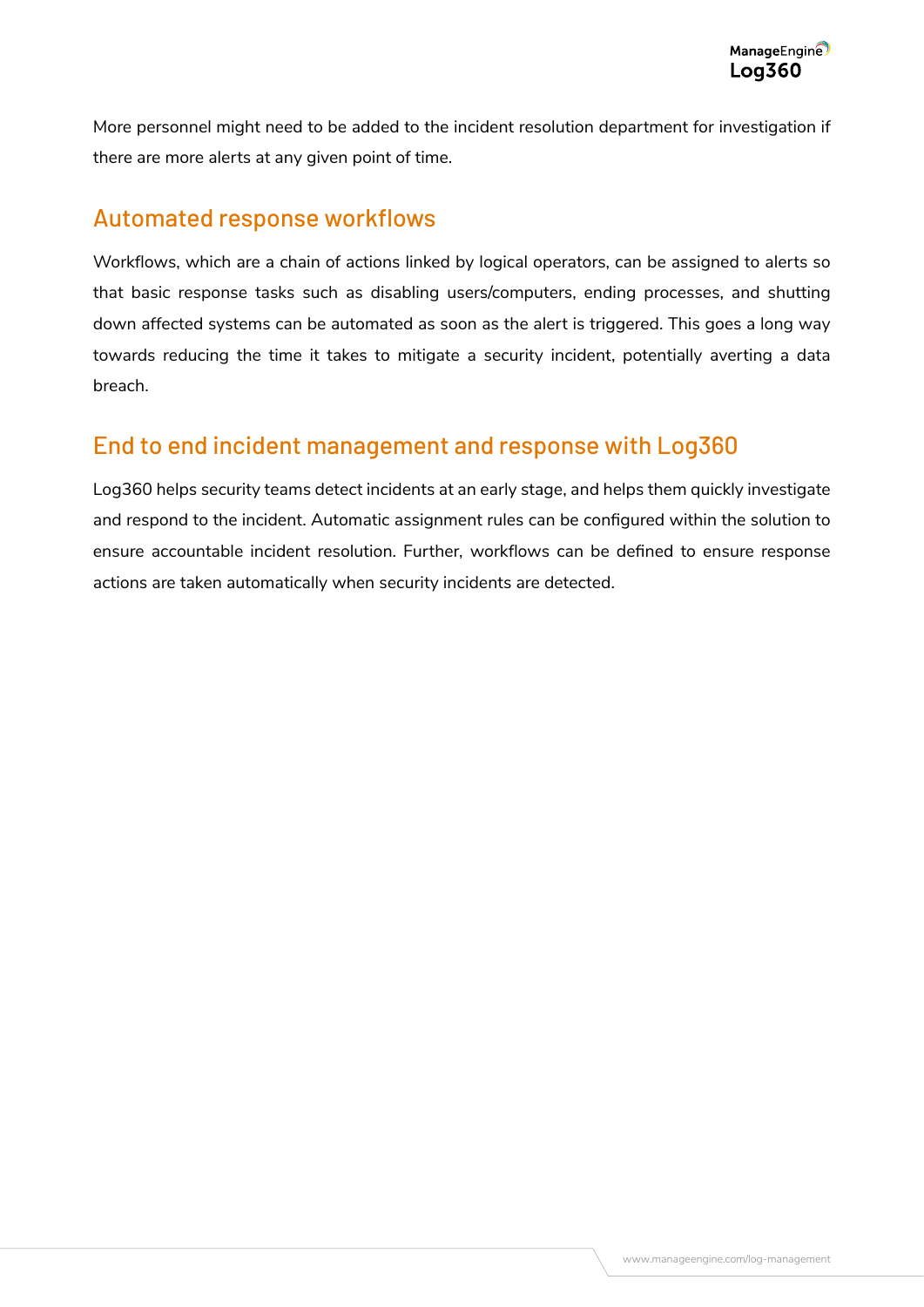More personnel might need to be added to the incident resolution department for investigation if there are more alerts at any given point of time.

## Automated response workflows

Workflows, which are a chain of actions linked by logical operators, can be assigned to alerts so that basic response tasks such as disabling users/computers, ending processes, and shutting down affected systems can be automated as soon as the alert is triggered. This goes a long way towards reducing the time it takes to mitigate a security incident, potentially averting a data breach.

## End to end incident management and response with Log360

Log360 helps security teams detect incidents at an early stage, and helps them quickly investigate and respond to the incident. Automatic assignment rules can be configured within the solution to ensure accountable incident resolution. Further, workflows can be defined to ensure response actions are taken automatically when security incidents are detected.